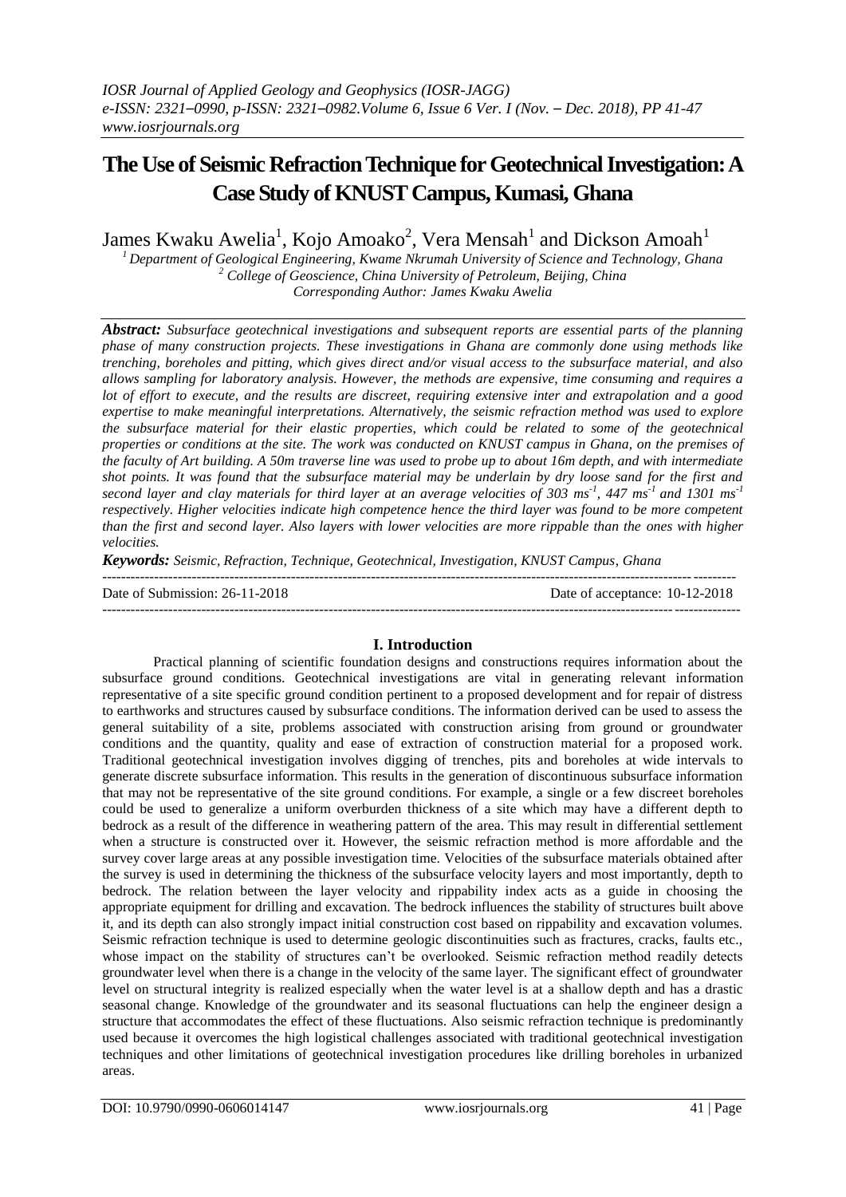# The Use of Seismic Refraction Technique for Geotechnical Investigation: A Case Study of KNUST Campus, Kumasi, Ghana

James Kwaku Awelia[1], Kojo Amoako[2], Vera Mensah[1] and Dickson Amoah[1]

[1] *Department of Geological Engineering, Kwame Nkrumah University of Science and Technology, Ghana*
[2] *College of Geoscience, China University of Petroleum, Beijing, China*
*Corresponding Author: James Kwaku Awelia*

***Abstract:*** *Subsurface geotechnical investigations and subsequent reports are essential parts of the planning phase of many construction projects. These investigations in Ghana are commonly done using methods like trenching, boreholes and pitting, which gives direct and/or visual access to the subsurface material, and also allows sampling for laboratory analysis. However, the methods are expensive, time consuming and requires a lot of effort to execute, and the results are discreet, requiring extensive inter and extrapolation and a good expertise to make meaningful interpretations. Alternatively, the seismic refraction method was used to explore the subsurface material for their elastic properties, which could be related to some of the geotechnical properties or conditions at the site. The work was conducted on KNUST campus in Ghana, on the premises of the faculty of Art building. A 50m traverse line was used to probe up to about 16m depth, and with intermediate shot points. It was found that the subsurface material may be underlain by dry loose sand for the first and second layer and clay materials for third layer at an average velocities of 303 $ms^{-1}$, 447 $ms^{-1}$ and 1301 $ms^{-1}$ respectively. Higher velocities indicate high competence hence the third layer was found to be more competent than the first and second layer. Also layers with lower velocities are more rippable than the ones with higher velocities.*

***Keywords:*** *Seismic, Refraction, Technique, Geotechnical, Investigation, KNUST Campus, Ghana*

---

Date of Submission: 26-11-2018 | Date of acceptance: 10-12-2018

---

## I. Introduction

Practical planning of scientific foundation designs and constructions requires information about the subsurface ground conditions. Geotechnical investigations are vital in generating relevant information representative of a site specific ground condition pertinent to a proposed development and for repair of distress to earthworks and structures caused by subsurface conditions. The information derived can be used to assess the general suitability of a site, problems associated with construction arising from ground or groundwater conditions and the quantity, quality and ease of extraction of construction material for a proposed work. Traditional geotechnical investigation involves digging of trenches, pits and boreholes at wide intervals to generate discrete subsurface information. This results in the generation of discontinuous subsurface information that may not be representative of the site ground conditions. For example, a single or a few discreet boreholes could be used to generalize a uniform overburden thickness of a site which may have a different depth to bedrock as a result of the difference in weathering pattern of the area. This may result in differential settlement when a structure is constructed over it. However, the seismic refraction method is more affordable and the survey cover large areas at any possible investigation time. Velocities of the subsurface materials obtained after the survey is used in determining the thickness of the subsurface velocity layers and most importantly, depth to bedrock. The relation between the layer velocity and rippability index acts as a guide in choosing the appropriate equipment for drilling and excavation. The bedrock influences the stability of structures built above it, and its depth can also strongly impact initial construction cost based on rippability and excavation volumes. Seismic refraction technique is used to determine geologic discontinuities such as fractures, cracks, faults etc., whose impact on the stability of structures can't be overlooked. Seismic refraction method readily detects groundwater level when there is a change in the velocity of the same layer. The significant effect of groundwater level on structural integrity is realized especially when the water level is at a shallow depth and has a drastic seasonal change. Knowledge of the groundwater and its seasonal fluctuations can help the engineer design a structure that accommodates the effect of these fluctuations. Also seismic refraction technique is predominantly used because it overcomes the high logistical challenges associated with traditional geotechnical investigation techniques and other limitations of geotechnical investigation procedures like drilling boreholes in urbanized areas.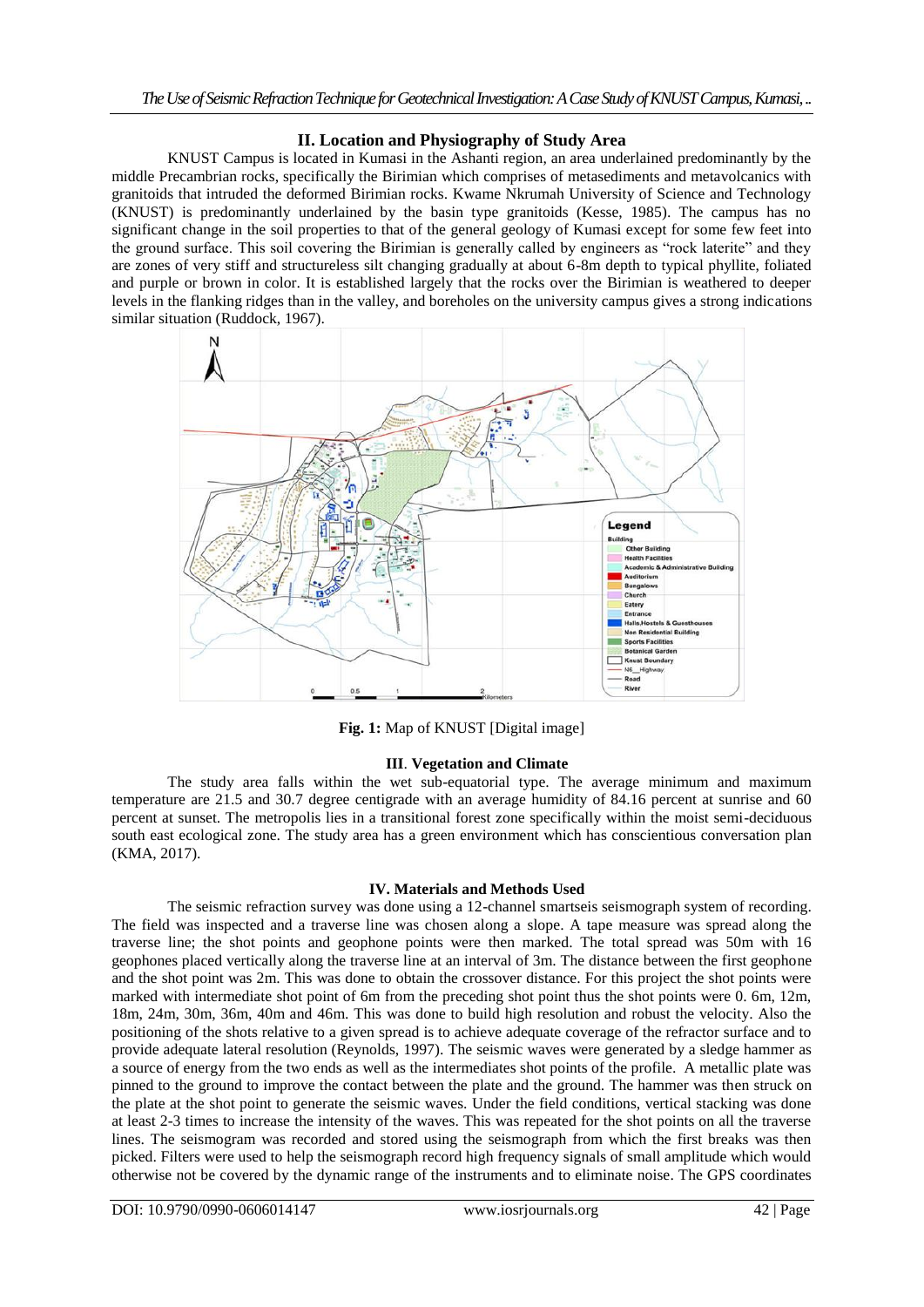## II. Location and Physiography of Study Area

KNUST Campus is located in Kumasi in the Ashanti region, an area underlained predominantly by the middle Precambrian rocks, specifically the Birimian which comprises of metasediments and metavolcanics with granitoids that intruded the deformed Birimian rocks. Kwame Nkrumah University of Science and Technology (KNUST) is predominantly underlained by the basin type granitoids (Kesse, 1985). The campus has no significant change in the soil properties to that of the general geology of Kumasi except for some few feet into the ground surface. This soil covering the Birimian is generally called by engineers as "rock laterite" and they are zones of very stiff and structureless silt changing gradually at about 6-8m depth to typical phyllite, foliated and purple or brown in color. It is established largely that the rocks over the Birimian is weathered to deeper levels in the flanking ridges than in the valley, and boreholes on the university campus gives a strong indications similar situation (Ruddock, 1967).

**Fig. 1:** Map of KNUST [Digital image]

## III. Vegetation and Climate

The study area falls within the wet sub-equatorial type. The average minimum and maximum temperature are 21.5 and 30.7 degree centigrade with an average humidity of 84.16 percent at sunrise and 60 percent at sunset. The metropolis lies in a transitional forest zone specifically within the moist semi-deciduous south east ecological zone. The study area has a green environment which has conscientious conversation plan (KMA, 2017).

## IV. Materials and Methods Used

The seismic refraction survey was done using a 12-channel smartseis seismograph system of recording. The field was inspected and a traverse line was chosen along a slope. A tape measure was spread along the traverse line; the shot points and geophone points were then marked. The total spread was 50m with 16 geophones placed vertically along the traverse line at an interval of 3m. The distance between the first geophone and the shot point was 2m. This was done to obtain the crossover distance. For this project the shot points were marked with intermediate shot point of 6m from the preceding shot point thus the shot points were 0. 6m, 12m, 18m, 24m, 30m, 36m, 40m and 46m. This was done to build high resolution and robust the velocity. Also the positioning of the shots relative to a given spread is to achieve adequate coverage of the refractor surface and to provide adequate lateral resolution (Reynolds, 1997). The seismic waves were generated by a sledge hammer as a source of energy from the two ends as well as the intermediates shot points of the profile. A metallic plate was pinned to the ground to improve the contact between the plate and the ground. The hammer was then struck on the plate at the shot point to generate the seismic waves. Under the field conditions, vertical stacking was done at least 2-3 times to increase the intensity of the waves. This was repeated for the shot points on all the traverse lines. The seismogram was recorded and stored using the seismograph from which the first breaks was then picked. Filters were used to help the seismograph record high frequency signals of small amplitude which would otherwise not be covered by the dynamic range of the instruments and to eliminate noise. The GPS coordinates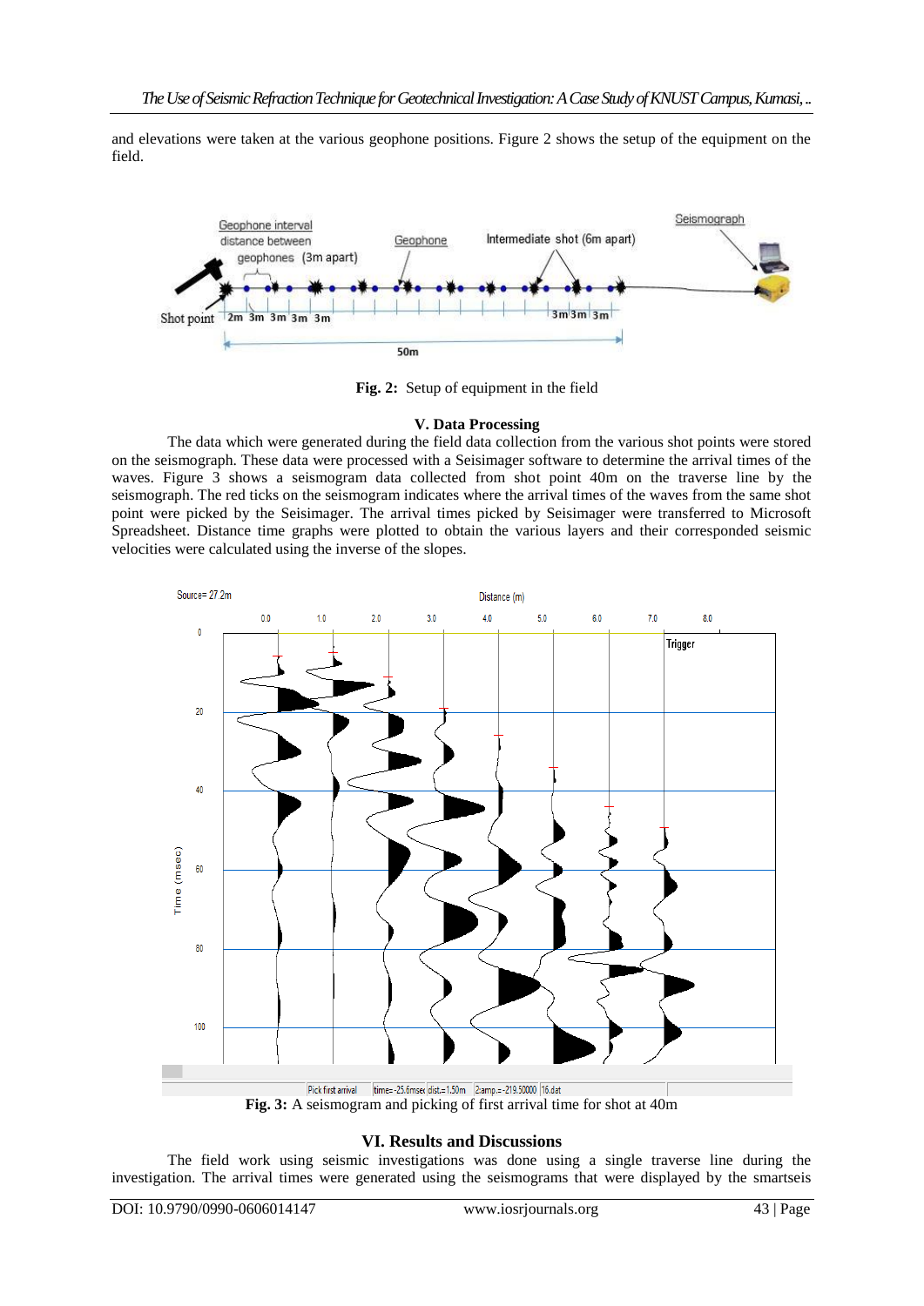and elevations were taken at the various geophone positions. Figure 2 shows the setup of the equipment on the field.

**Fig. 2:** Setup of equipment in the field

## V. Data Processing

The data which were generated during the field data collection from the various shot points were stored on the seismograph. These data were processed with a Seisimager software to determine the arrival times of the waves. Figure 3 shows a seismogram data collected from shot point 40m on the traverse line by the seismograph. The red ticks on the seismogram indicates where the arrival times of the waves from the same shot point were picked by the Seisimager. The arrival times picked by Seisimager were transferred to Microsoft Spreadsheet. Distance time graphs were plotted to obtain the various layers and their corresponded seismic velocities were calculated using the inverse of the slopes.

**Fig. 3:** A seismogram and picking of first arrival time for shot at 40m

## VI. Results and Discussions

The field work using seismic investigations was done using a single traverse line during the investigation. The arrival times were generated using the seismograms that were displayed by the smartseis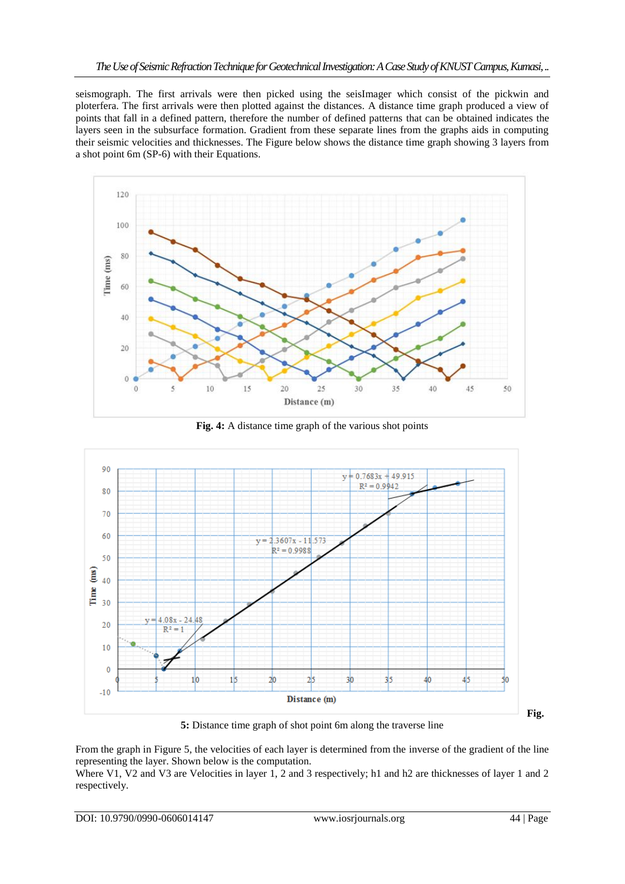seismograph. The first arrivals were then picked using the seisImager which consist of the pickwin and ploterfera. The first arrivals were then plotted against the distances. A distance time graph produced a view of points that fall in a defined pattern, therefore the number of defined patterns that can be obtained indicates the layers seen in the subsurface formation. Gradient from these separate lines from the graphs aids in computing their seismic velocities and thicknesses. The Figure below shows the distance time graph showing 3 layers from a shot point 6m (SP-6) with their Equations.

**Fig. 4:** A distance time graph of the various shot points

**Fig. 5:** Distance time graph of shot point 6m along the traverse line

From the graph in Figure 5, the velocities of each layer is determined from the inverse of the gradient of the line representing the layer. Shown below is the computation.
Where V1, V2 and V3 are Velocities in layer 1, 2 and 3 respectively; h1 and h2 are thicknesses of layer 1 and 2 respectively.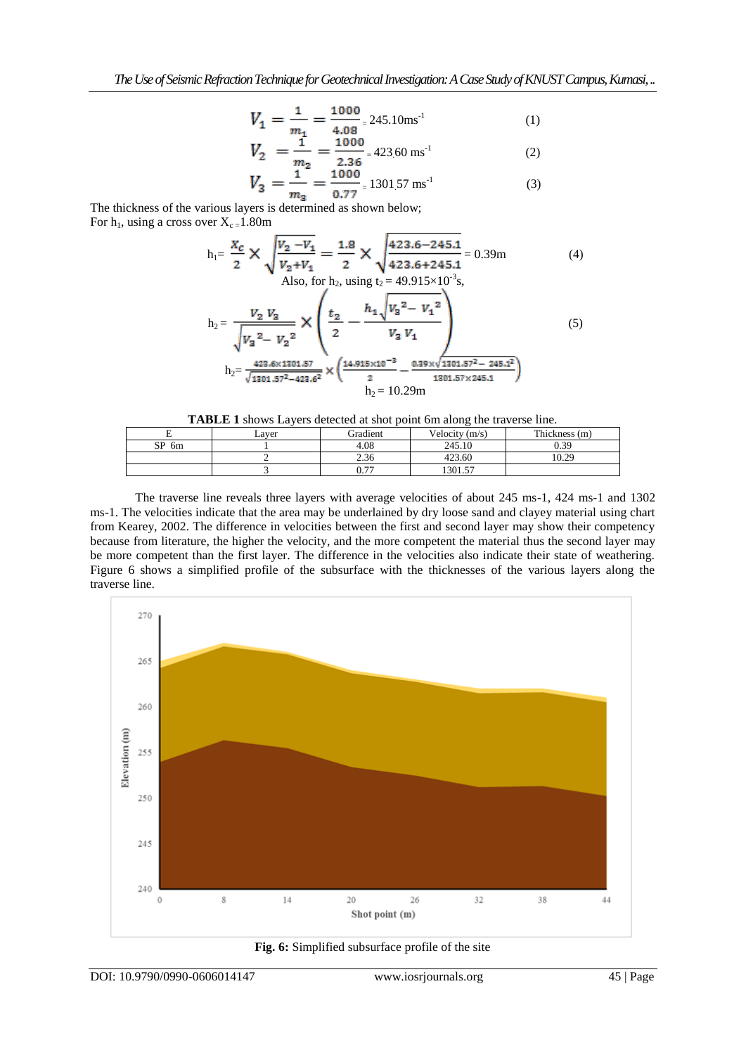$$V_1 = \frac{1}{m_1} = \frac{1000}{4.08} = 245.10\text{ms}^{-1} \quad (1)$$

$$V_2 = \frac{1}{m_2} = \frac{1000}{2.36} = 423.60\text{ ms}^{-1} \quad (2)$$

$$V_3 = \frac{1}{m_3} = \frac{1000}{0.77} = 1301.57\text{ ms}^{-1} \quad (3)$$

The thickness of the various layers is determined as shown below;
For $h_1$, using a cross over $X_c = 1.80$m

$$h_1 = \frac{X_c}{2} \times \sqrt{\frac{V_2 - V_1}{V_2 + V_1}} = \frac{1.8}{2} \times \sqrt{\frac{423.6 - 245.1}{423.6 + 245.1}} = 0.39\text{m} \quad (4)$$

Also, for $h_2$, using $t_2 = 49.915 \times 10^{-3}$s,

$$h_2 = \frac{V_2 V_3}{\sqrt{V_3^2 - V_2^2}} \times \left( \frac{t_2}{2} - \frac{h_1 \sqrt{V_3^2 - V_1^2}}{V_3 V_1} \right) \quad (5)$$

$$h_2 = \frac{423.6 \times 1301.57}{\sqrt{1301.57^2 - 423.6^2}} \times \left( \frac{14.915 \times 10^{-3}}{2} - \frac{0.39 \times \sqrt{1301.57^2 - 245.1^2}}{1301.57 \times 245.1} \right)$$

$$h_2 = 10.29\text{m}$$

**TABLE 1** shows Layers detected at shot point 6m along the traverse line.

| E | Layer | Gradient | Velocity (m/s) | Thickness (m) |
|---|---|---|---|---|
| SP 6m | 1 | 4.08 | 245.10 | 0.39 |
| | 2 | 2.36 | 423.60 | 10.29 |
| | 3 | 0.77 | 1301.57 | |

The traverse line reveals three layers with average velocities of about 245 ms-1, 424 ms-1 and 1302 ms-1. The velocities indicate that the area may be underlained by dry loose sand and clayey material using chart from Kearey, 2002. The difference in velocities between the first and second layer may show their competency because from literature, the higher the velocity, and the more competent the material thus the second layer may be more competent than the first layer. The difference in the velocities also indicate their state of weathering. Figure 6 shows a simplified profile of the subsurface with the thicknesses of the various layers along the traverse line.

**Fig. 6:** Simplified subsurface profile of the site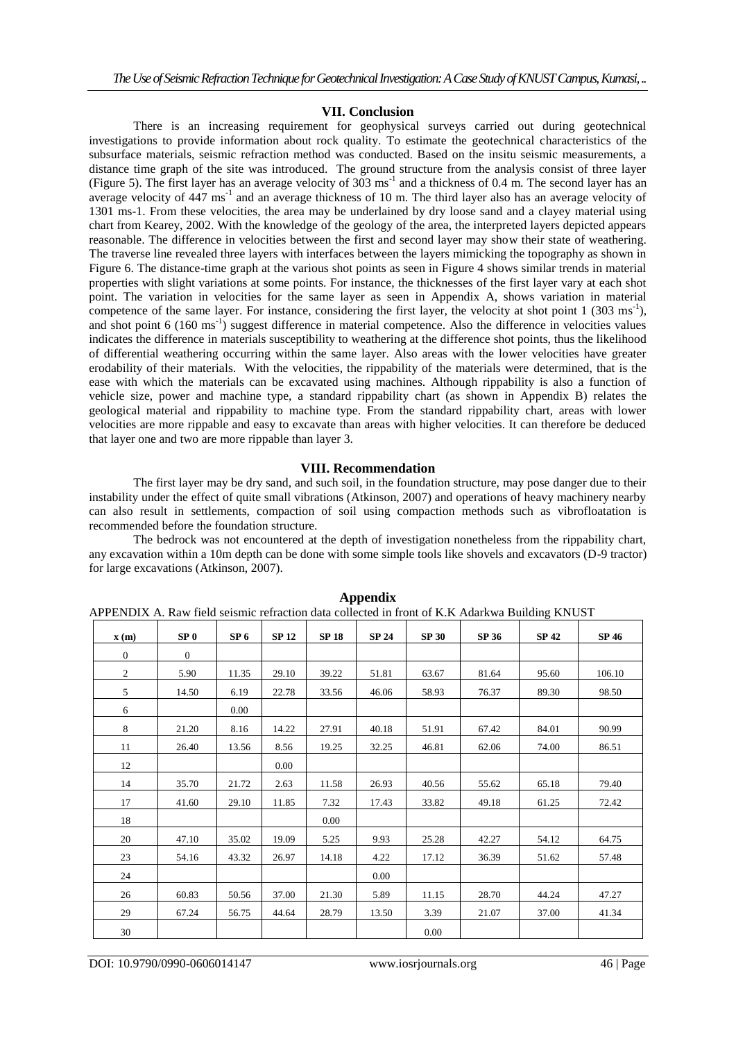## VII. Conclusion

There is an increasing requirement for geophysical surveys carried out during geotechnical investigations to provide information about rock quality. To estimate the geotechnical characteristics of the subsurface materials, seismic refraction method was conducted. Based on the insitu seismic measurements, a distance time graph of the site was introduced. The ground structure from the analysis consist of three layer (Figure 5). The first layer has an average velocity of 303 $ms^{-1}$ and a thickness of 0.4 m. The second layer has an average velocity of 447 $ms^{-1}$ and an average thickness of 10 m. The third layer also has an average velocity of 1301 ms-1. From these velocities, the area may be underlained by dry loose sand and a clayey material using chart from Kearey, 2002. With the knowledge of the geology of the area, the interpreted layers depicted appears reasonable. The difference in velocities between the first and second layer may show their state of weathering. The traverse line revealed three layers with interfaces between the layers mimicking the topography as shown in Figure 6. The distance-time graph at the various shot points as seen in Figure 4 shows similar trends in material properties with slight variations at some points. For instance, the thicknesses of the first layer vary at each shot point. The variation in velocities for the same layer as seen in Appendix A, shows variation in material competence of the same layer. For instance, considering the first layer, the velocity at shot point 1 (303 $ms^{-1}$), and shot point 6 (160 $ms^{-1}$) suggest difference in material competence. Also the difference in velocities values indicates the difference in materials susceptibility to weathering at the difference shot points, thus the likelihood of differential weathering occurring within the same layer. Also areas with the lower velocities have greater erodability of their materials. With the velocities, the rippability of the materials were determined, that is the ease with which the materials can be excavated using machines. Although rippability is also a function of vehicle size, power and machine type, a standard rippability chart (as shown in Appendix B) relates the geological material and rippability to machine type. From the standard rippability chart, areas with lower velocities are more rippable and easy to excavate than areas with higher velocities. It can therefore be deduced that layer one and two are more rippable than layer 3.

## VIII. Recommendation

The first layer may be dry sand, and such soil, in the foundation structure, may pose danger due to their instability under the effect of quite small vibrations (Atkinson, 2007) and operations of heavy machinery nearby can also result in settlements, compaction of soil using compaction methods such as vibrofloatation is recommended before the foundation structure.

The bedrock was not encountered at the depth of investigation nonetheless from the rippability chart, any excavation within a 10m depth can be done with some simple tools like shovels and excavators (D-9 tractor) for large excavations (Atkinson, 2007).

## Appendix

APPENDIX A. Raw field seismic refraction data collected in front of K.K Adarkwa Building KNUST

| x (m) | SP 0 | SP 6 | SP 12 | SP 18 | SP 24 | SP 30 | SP 36 | SP 42 | SP 46 |
|---|---|---|---|---|---|---|---|---|---|
| 0 | 0 | | | | | | | | |
| 2 | 5.90 | 11.35 | 29.10 | 39.22 | 51.81 | 63.67 | 81.64 | 95.60 | 106.10 |
| 5 | 14.50 | 6.19 | 22.78 | 33.56 | 46.06 | 58.93 | 76.37 | 89.30 | 98.50 |
| 6 | | 0.00 | | | | | | | |
| 8 | 21.20 | 8.16 | 14.22 | 27.91 | 40.18 | 51.91 | 67.42 | 84.01 | 90.99 |
| 11 | 26.40 | 13.56 | 8.56 | 19.25 | 32.25 | 46.81 | 62.06 | 74.00 | 86.51 |
| 12 | | | 0.00 | | | | | | |
| 14 | 35.70 | 21.72 | 2.63 | 11.58 | 26.93 | 40.56 | 55.62 | 65.18 | 79.40 |
| 17 | 41.60 | 29.10 | 11.85 | 7.32 | 17.43 | 33.82 | 49.18 | 61.25 | 72.42 |
| 18 | | | | 0.00 | | | | | |
| 20 | 47.10 | 35.02 | 19.09 | 5.25 | 9.93 | 25.28 | 42.27 | 54.12 | 64.75 |
| 23 | 54.16 | 43.32 | 26.97 | 14.18 | 4.22 | 17.12 | 36.39 | 51.62 | 57.48 |
| 24 | | | | | 0.00 | | | | |
| 26 | 60.83 | 50.56 | 37.00 | 21.30 | 5.89 | 11.15 | 28.70 | 44.24 | 47.27 |
| 29 | 67.24 | 56.75 | 44.64 | 28.79 | 13.50 | 3.39 | 21.07 | 37.00 | 41.34 |
| 30 | | | | | | 0.00 | | | |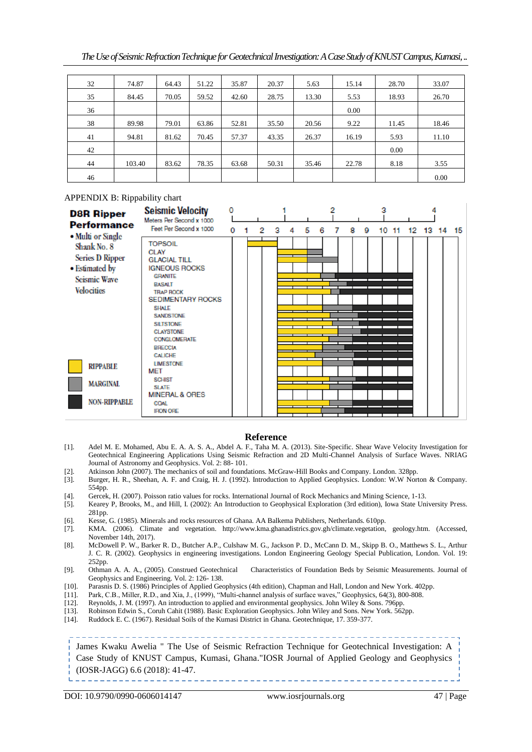| | | | | | | | | | |
|---|---|---|---|---|---|---|---|---|---|
| 32 | 74.87 | 64.43 | 51.22 | 35.87 | 20.37 | 5.63 | 15.14 | 28.70 | 33.07 |
| 35 | 84.45 | 70.05 | 59.52 | 42.60 | 28.75 | 13.30 | 5.53 | 18.93 | 26.70 |
| 36 | | | | | | | 0.00 | | |
| 38 | 89.98 | 79.01 | 63.86 | 52.81 | 35.50 | 20.56 | 9.22 | 11.45 | 18.46 |
| 41 | 94.81 | 81.62 | 70.45 | 57.37 | 43.35 | 26.37 | 16.19 | 5.93 | 11.10 |
| 42 | | | | | | | | 0.00 | |
| 44 | 103.40 | 83.62 | 78.35 | 63.68 | 50.31 | 35.46 | 22.78 | 8.18 | 3.55 |
| 46 | | | | | | | | | 0.00 |

APPENDIX B: Rippability chart

D8R Ripper Performance

- Multi or Single Shank No. 8 Series D Ripper
- Estimated by Seismic Wave Velocities

RIPPABLE

MARGINAL

NON-RIPPABLE

Seismic Velocity
Meters Per Second x 1000
Feet Per Second x 1000

0 1 2 3 4

0 1 2 3 4 5 6 7 8 9 10 11 12 13 14 15

TOPSOIL
CLAY
GLACIAL TILL
IGNEOUS ROCKS
GRANITE
BASALT
TRAP ROCK
SEDIMENTARY ROCKS
SHALE
SANDSTONE
SILTSTONE
CLAYSTONE
CONGLOMERATE
BRECCIA
CALICHE
LIMESTONE
MET
SCHIST
SLATE
MINERAL & ORES
COAL
IRON ORE

## Reference

[1]. Adel M. E. Mohamed, Abu E. A. A. S. A., Abdel A. F., Taha M. A. (2013). Site-Specific. Shear Wave Velocity Investigation for Geotechnical Engineering Applications Using Seismic Refraction and 2D Multi-Channel Analysis of Surface Waves. NRIAG Journal of Astronomy and Geophysics. Vol. 2: 88- 101.

[2]. Atkinson John (2007). The mechanics of soil and foundations. McGraw-Hill Books and Company. London. 328pp.

[3]. Burger, H. R., Sheehan, A. F. and Craig, H. J. (1992). Introduction to Applied Geophysics. London: W.W Norton & Company. 554pp.

[4]. Gercek, H. (2007). Poisson ratio values for rocks. International Journal of Rock Mechanics and Mining Science, 1-13.

[5]. Kearey P, Brooks, M., and Hill, I. (2002): An Introduction to Geophysical Exploration (3rd edition), Iowa State University Press. 281pp.

[6]. Kesse, G. (1985). Minerals and rocks resources of Ghana. AA Balkema Publishers, Netherlands. 610pp.

[7]. KMA. (2006). Climate and vegetation. http://www.kma.ghanadistricts.gov.gh/climate.vegetation, geology.htm. (Accessed, November 14th, 2017).

[8]. McDowell P. W., Barker R. D., Butcher A.P., Culshaw M. G., Jackson P. D., McCann D. M., Skipp B. O., Matthews S. L., Arthur J. C. R. (2002). Geophysics in engineering investigations. London Engineering Geology Special Publication, London. Vol. 19: 252pp.

[9]. Othman A. A. A., (2005). Construed Geotechnical Characteristics of Foundation Beds by Seismic Measurements. Journal of Geophysics and Engineering. Vol. 2: 126- 138.

[10]. Parasnis D. S. (1986) Principles of Applied Geophysics (4th edition), Chapman and Hall, London and New York. 402pp.

[11]. Park, C.B., Miller, R.D., and Xia, J., (1999), "Multi-channel analysis of surface waves," Geophysics, 64(3), 800-808.

[12]. Reynolds, J. M. (1997). An introduction to applied and environmental geophysics. John Wiley & Sons. 796pp.

[13]. Robinson Edwin S., Coruh Cahit (1988). Basic Exploration Geophysics. John Wiley and Sons. New York. 562pp.

[14]. Ruddock E. C. (1967). Residual Soils of the Kumasi District in Ghana. Geotechnique, 17. 359-377.

James Kwaku Awelia " The Use of Seismic Refraction Technique for Geotechnical Investigation: A Case Study of KNUST Campus, Kumasi, Ghana."IOSR Journal of Applied Geology and Geophysics (IOSR-JAGG) 6.6 (2018): 41-47.